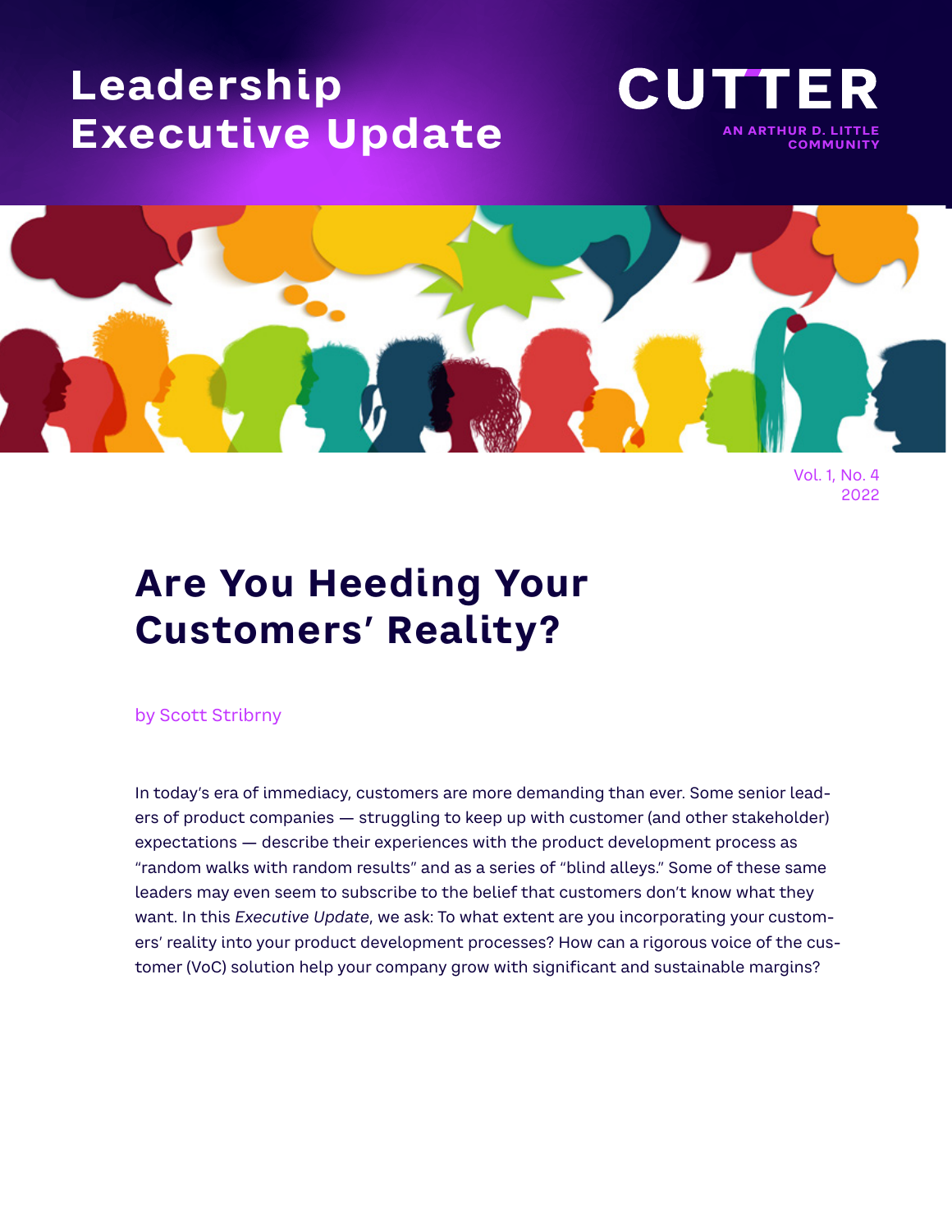# Leadership Executive Update

CUTTER

AN ARTHUR D. LITTLE COMMUNITY

Vol. 1, No. 4
2022

## Are You Heeding Your Customers' Reality?

by Scott Stribrny

In today's era of immediacy, customers are more demanding than ever. Some senior leaders of product companies — struggling to keep up with customer (and other stakeholder) expectations — describe their experiences with the product development process as "random walks with random results" and as a series of "blind alleys." Some of these same leaders may even seem to subscribe to the belief that customers don't know what they want. In this *Executive Update*, we ask: To what extent are you incorporating your customers' reality into your product development processes? How can a rigorous voice of the customer (VoC) solution help your company grow with significant and sustainable margins?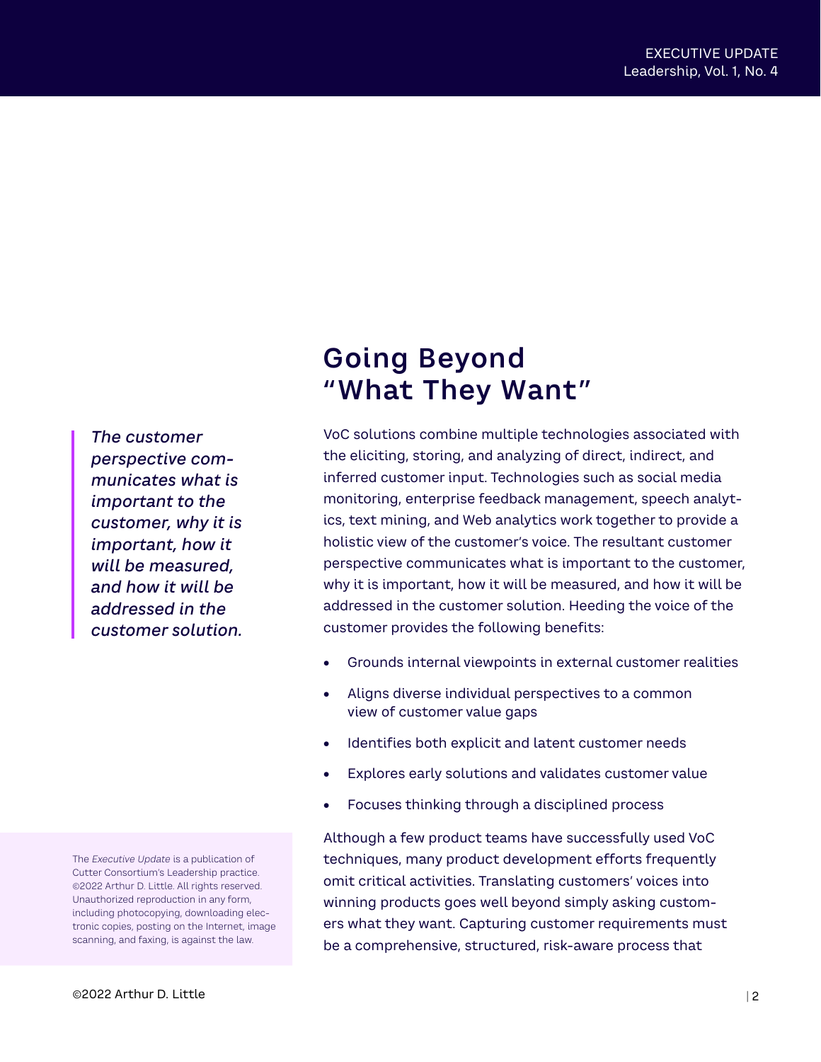## Going Beyond "What They Want"

*The customer perspective communicates what is important to the customer, why it is important, how it will be measured, and how it will be addressed in the customer solution.*

VoC solutions combine multiple technologies associated with the eliciting, storing, and analyzing of direct, indirect, and inferred customer input. Technologies such as social media monitoring, enterprise feedback management, speech analytics, text mining, and Web analytics work together to provide a holistic view of the customer's voice. The resultant customer perspective communicates what is important to the customer, why it is important, how it will be measured, and how it will be addressed in the customer solution. Heeding the voice of the customer provides the following benefits:

- Grounds internal viewpoints in external customer realities
- Aligns diverse individual perspectives to a common view of customer value gaps
- Identifies both explicit and latent customer needs
- Explores early solutions and validates customer value
- Focuses thinking through a disciplined process

Although a few product teams have successfully used VoC techniques, many product development efforts frequently omit critical activities. Translating customers' voices into winning products goes well beyond simply asking customers what they want. Capturing customer requirements must be a comprehensive, structured, risk-aware process that

The *Executive Update* is a publication of Cutter Consortium's Leadership practice. ©2022 Arthur D. Little. All rights reserved. Unauthorized reproduction in any form, including photocopying, downloading electronic copies, posting on the Internet, image scanning, and faxing, is against the law.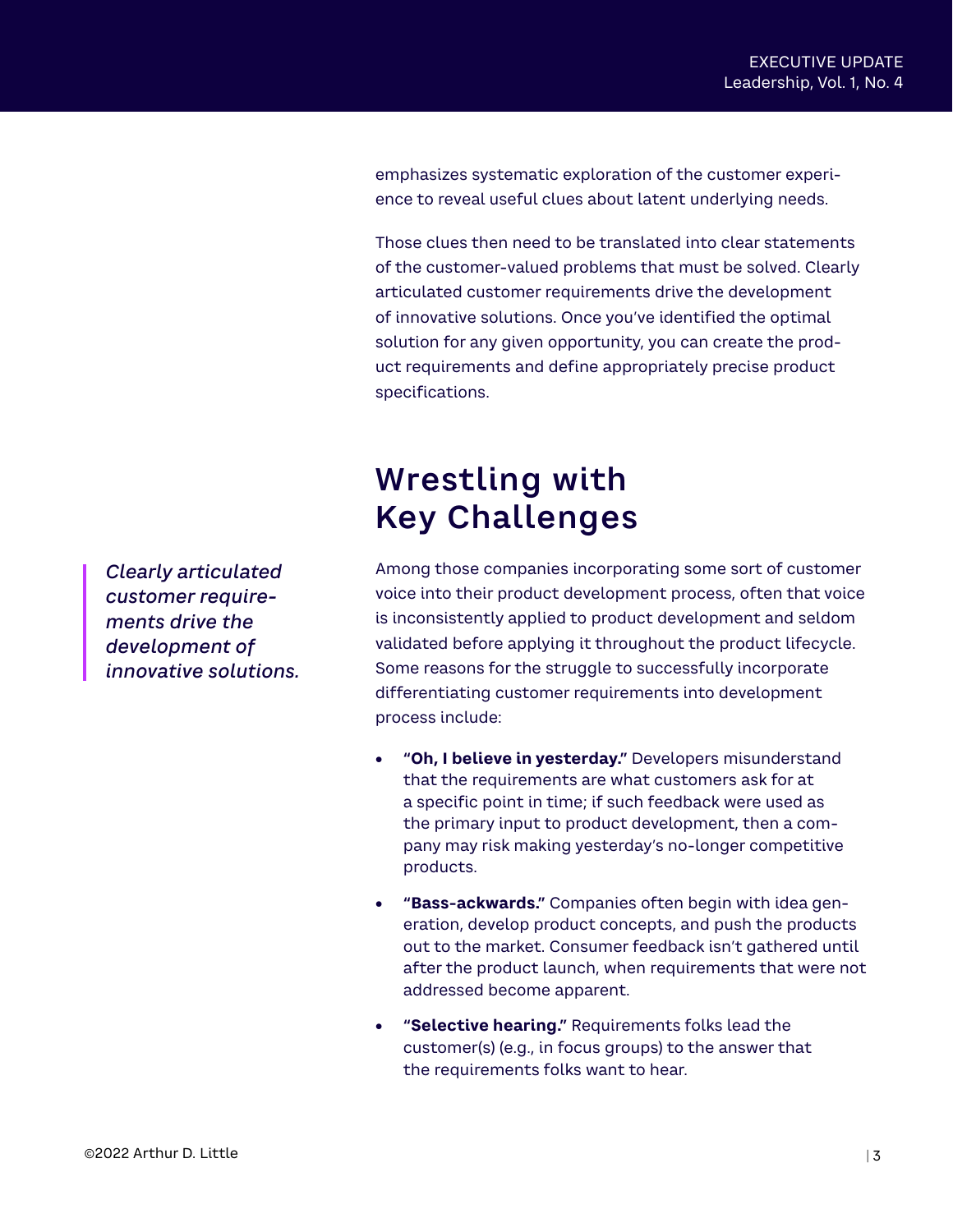emphasizes systematic exploration of the customer experience to reveal useful clues about latent underlying needs.

Those clues then need to be translated into clear statements of the customer-valued problems that must be solved. Clearly articulated customer requirements drive the development of innovative solutions. Once you've identified the optimal solution for any given opportunity, you can create the product requirements and define appropriately precise product specifications.

## Wrestling with Key Challenges

> *Clearly articulated customer requirements drive the development of innovative solutions.*

Among those companies incorporating some sort of customer voice into their product development process, often that voice is inconsistently applied to product development and seldom validated before applying it throughout the product lifecycle. Some reasons for the struggle to successfully incorporate differentiating customer requirements into development process include:

- **"Oh, I believe in yesterday."** Developers misunderstand that the requirements are what customers ask for at a specific point in time; if such feedback were used as the primary input to product development, then a company may risk making yesterday's no-longer competitive products.
- **"Bass-ackwards."** Companies often begin with idea generation, develop product concepts, and push the products out to the market. Consumer feedback isn't gathered until after the product launch, when requirements that were not addressed become apparent.
- **"Selective hearing."** Requirements folks lead the customer(s) (e.g., in focus groups) to the answer that the requirements folks want to hear.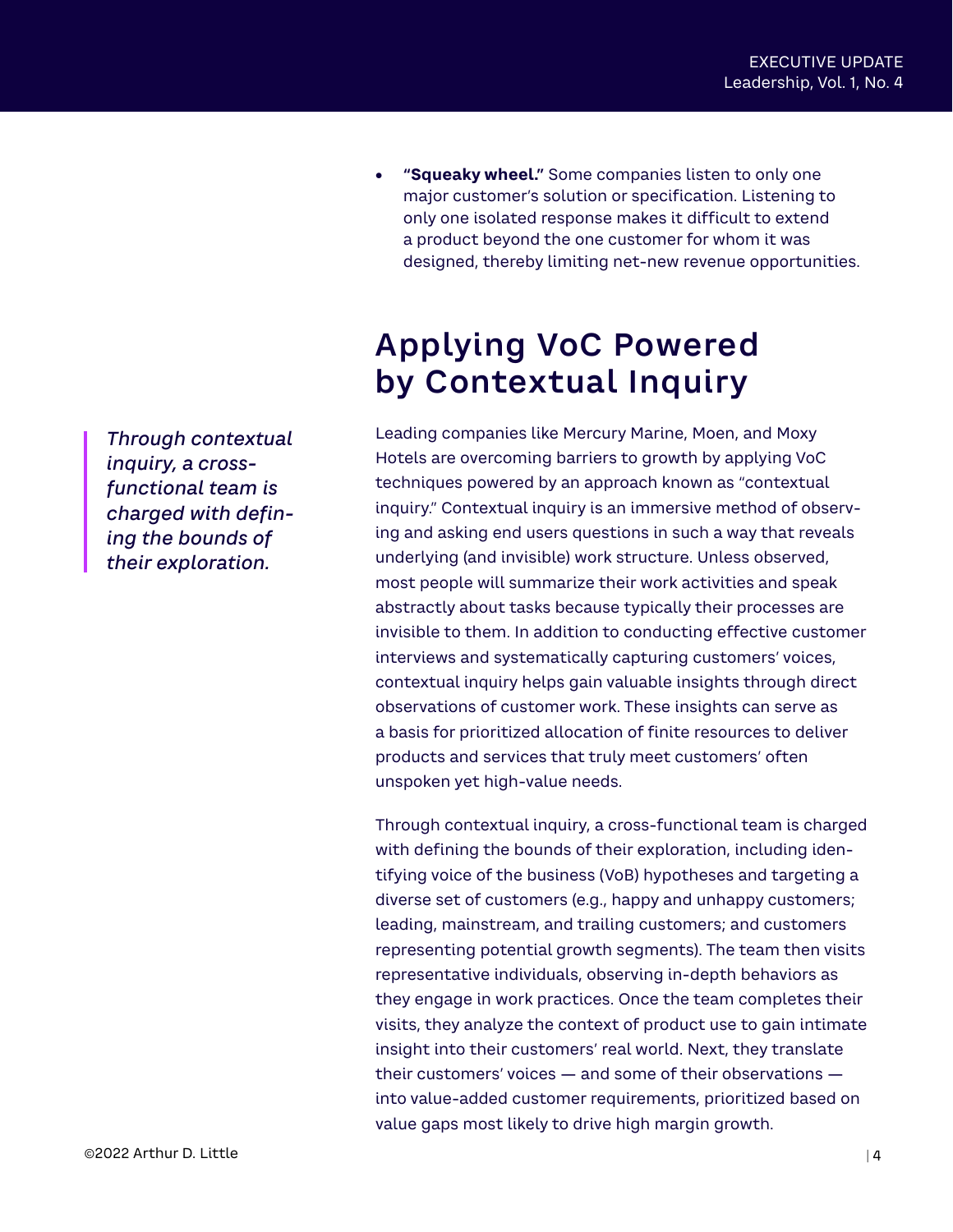- **"Squeaky wheel."** Some companies listen to only one major customer's solution or specification. Listening to only one isolated response makes it difficult to extend a product beyond the one customer for whom it was designed, thereby limiting net-new revenue opportunities.

## Applying VoC Powered by Contextual Inquiry

*Through contextual inquiry, a cross-functional team is charged with defining the bounds of their exploration.*

Leading companies like Mercury Marine, Moen, and Moxy Hotels are overcoming barriers to growth by applying VoC techniques powered by an approach known as "contextual inquiry." Contextual inquiry is an immersive method of observing and asking end users questions in such a way that reveals underlying (and invisible) work structure. Unless observed, most people will summarize their work activities and speak abstractly about tasks because typically their processes are invisible to them. In addition to conducting effective customer interviews and systematically capturing customers' voices, contextual inquiry helps gain valuable insights through direct observations of customer work. These insights can serve as a basis for prioritized allocation of finite resources to deliver products and services that truly meet customers' often unspoken yet high-value needs.

Through contextual inquiry, a cross-functional team is charged with defining the bounds of their exploration, including identifying voice of the business (VoB) hypotheses and targeting a diverse set of customers (e.g., happy and unhappy customers; leading, mainstream, and trailing customers; and customers representing potential growth segments). The team then visits representative individuals, observing in-depth behaviors as they engage in work practices. Once the team completes their visits, they analyze the context of product use to gain intimate insight into their customers' real world. Next, they translate their customers' voices — and some of their observations — into value-added customer requirements, prioritized based on value gaps most likely to drive high margin growth.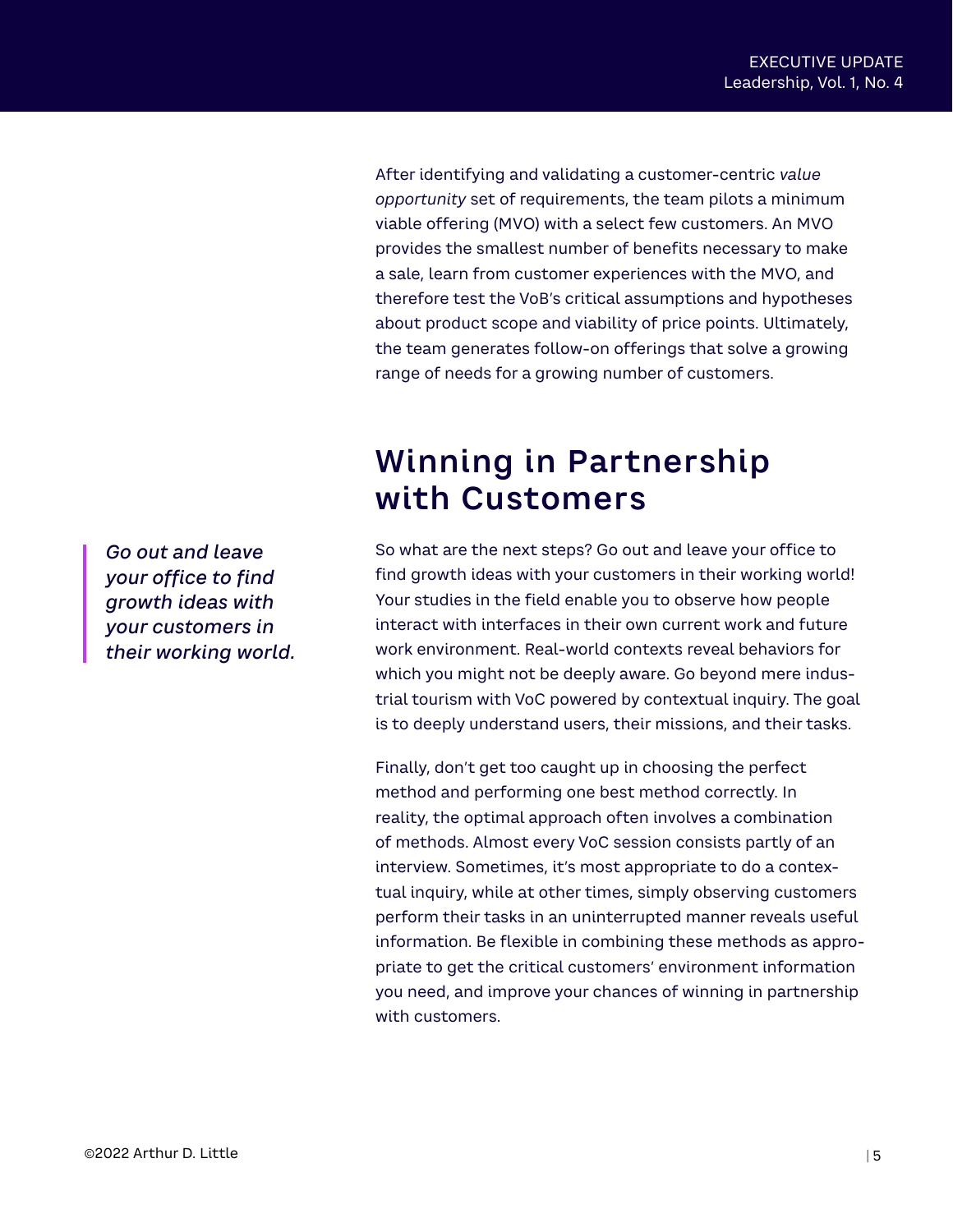After identifying and validating a customer-centric *value opportunity* set of requirements, the team pilots a minimum viable offering (MVO) with a select few customers. An MVO provides the smallest number of benefits necessary to make a sale, learn from customer experiences with the MVO, and therefore test the VoB's critical assumptions and hypotheses about product scope and viability of price points. Ultimately, the team generates follow-on offerings that solve a growing range of needs for a growing number of customers.

## Winning in Partnership with Customers

*Go out and leave your office to find growth ideas with your customers in their working world.*

So what are the next steps? Go out and leave your office to find growth ideas with your customers in their working world! Your studies in the field enable you to observe how people interact with interfaces in their own current work and future work environment. Real-world contexts reveal behaviors for which you might not be deeply aware. Go beyond mere industrial tourism with VoC powered by contextual inquiry. The goal is to deeply understand users, their missions, and their tasks.

Finally, don't get too caught up in choosing the perfect method and performing one best method correctly. In reality, the optimal approach often involves a combination of methods. Almost every VoC session consists partly of an interview. Sometimes, it's most appropriate to do a contextual inquiry, while at other times, simply observing customers perform their tasks in an uninterrupted manner reveals useful information. Be flexible in combining these methods as appropriate to get the critical customers' environment information you need, and improve your chances of winning in partnership with customers.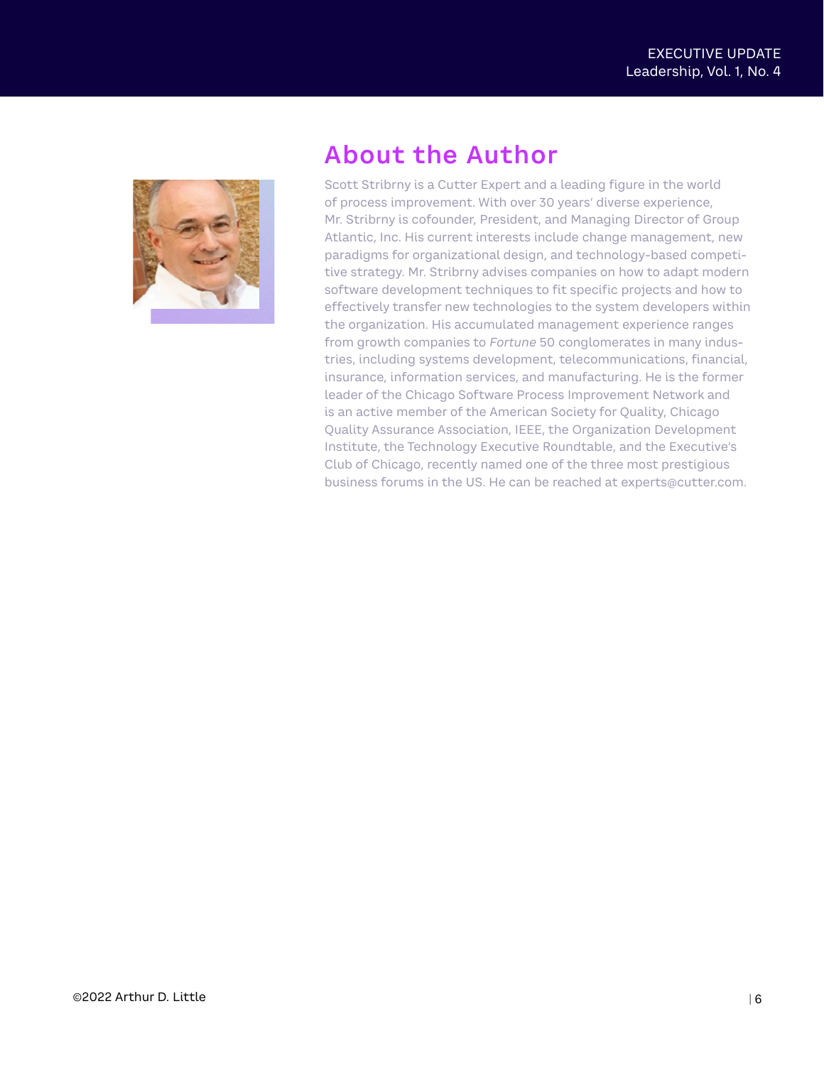## About the Author

Scott Stribrny is a Cutter Expert and a leading figure in the world of process improvement. With over 30 years' diverse experience, Mr. Stribrny is cofounder, President, and Managing Director of Group Atlantic, Inc. His current interests include change management, new paradigms for organizational design, and technology-based competitive strategy. Mr. Stribrny advises companies on how to adapt modern software development techniques to fit specific projects and how to effectively transfer new technologies to the system developers within the organization. His accumulated management experience ranges from growth companies to *Fortune* 50 conglomerates in many industries, including systems development, telecommunications, financial, insurance, information services, and manufacturing. He is the former leader of the Chicago Software Process Improvement Network and is an active member of the American Society for Quality, Chicago Quality Assurance Association, IEEE, the Organization Development Institute, the Technology Executive Roundtable, and the Executive's Club of Chicago, recently named one of the three most prestigious business forums in the US. He can be reached at experts@cutter.com.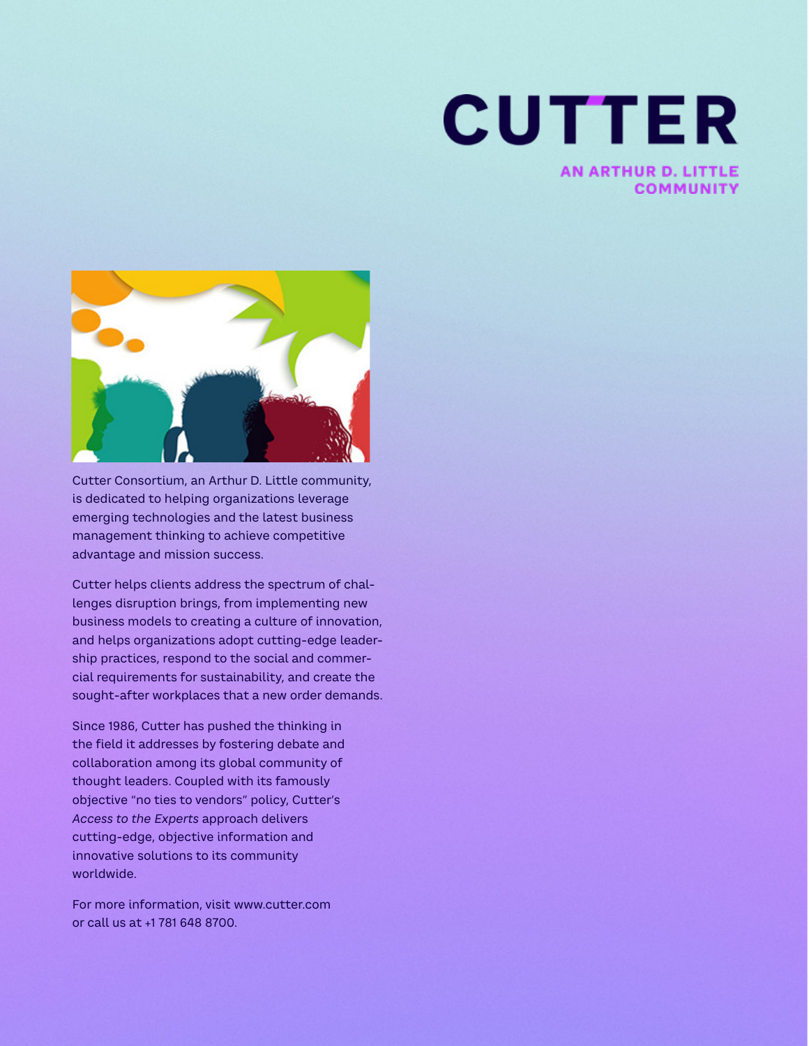# CUTTER

**AN ARTHUR D. LITTLE COMMUNITY**

Cutter Consortium, an Arthur D. Little community, is dedicated to helping organizations leverage emerging technologies and the latest business management thinking to achieve competitive advantage and mission success.

Cutter helps clients address the spectrum of challenges disruption brings, from implementing new business models to creating a culture of innovation, and helps organizations adopt cutting-edge leadership practices, respond to the social and commercial requirements for sustainability, and create the sought-after workplaces that a new order demands.

Since 1986, Cutter has pushed the thinking in the field it addresses by fostering debate and collaboration among its global community of thought leaders. Coupled with its famously objective "no ties to vendors" policy, Cutter's *Access to the Experts* approach delivers cutting-edge, objective information and innovative solutions to its community worldwide.

For more information, visit www.cutter.com or call us at +1 781 648 8700.